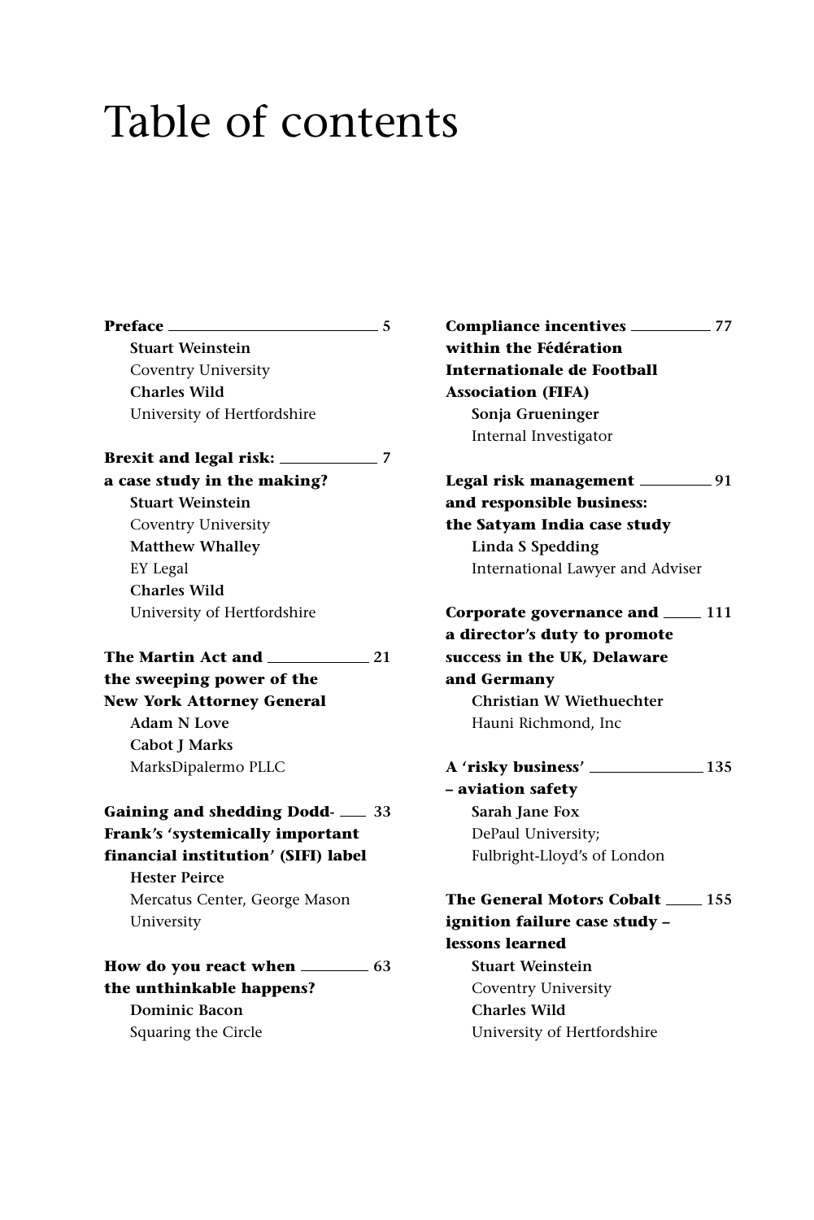# Table of contents

**Preface** 5
Stuart Weinstein
Coventry University
Charles Wild
University of Hertfordshire

**Brexit and legal risk: a case study in the making?** 7
Stuart Weinstein
Coventry University
Matthew Whalley
EY Legal
Charles Wild
University of Hertfordshire

**The Martin Act and the sweeping power of the New York Attorney General** 21
Adam N Love
Cabot J Marks
MarksDipalermo PLLC

**Gaining and shedding Dodd-Frank's 'systemically important financial institution' (SIFI) label** 33
Hester Peirce
Mercatus Center, George Mason University

**How do you react when the unthinkable happens?** 63
Dominic Bacon
Squaring the Circle

**Compliance incentives within the Fédération Internationale de Football Association (FIFA)** 77
Sonja Grueninger
Internal Investigator

**Legal risk management and responsible business: the Satyam India case study** 91
Linda S Spedding
International Lawyer and Adviser

**Corporate governance and a director's duty to promote success in the UK, Delaware and Germany** 111
Christian W Wiethuechter
Hauni Richmond, Inc

**A 'risky business' – aviation safety** 135
Sarah Jane Fox
DePaul University;
Fulbright-Lloyd's of London

**The General Motors Cobalt ignition failure case study – lessons learned** 155
Stuart Weinstein
Coventry University
Charles Wild
University of Hertfordshire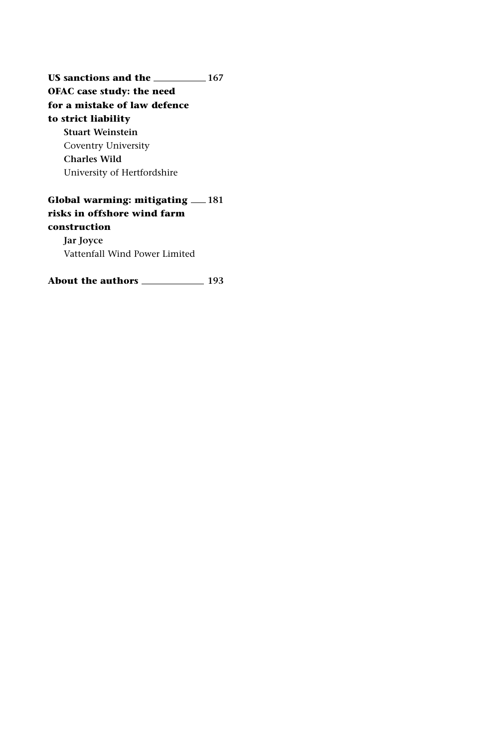**US sanctions and the OFAC case study: the need for a mistake of law defence to strict liability** 167

**Stuart Weinstein**
Coventry University
**Charles Wild**
University of Hertfordshire

**Global warming: mitigating risks in offshore wind farm construction** 181

**Jar Joyce**
Vattenfall Wind Power Limited

**About the authors** 193